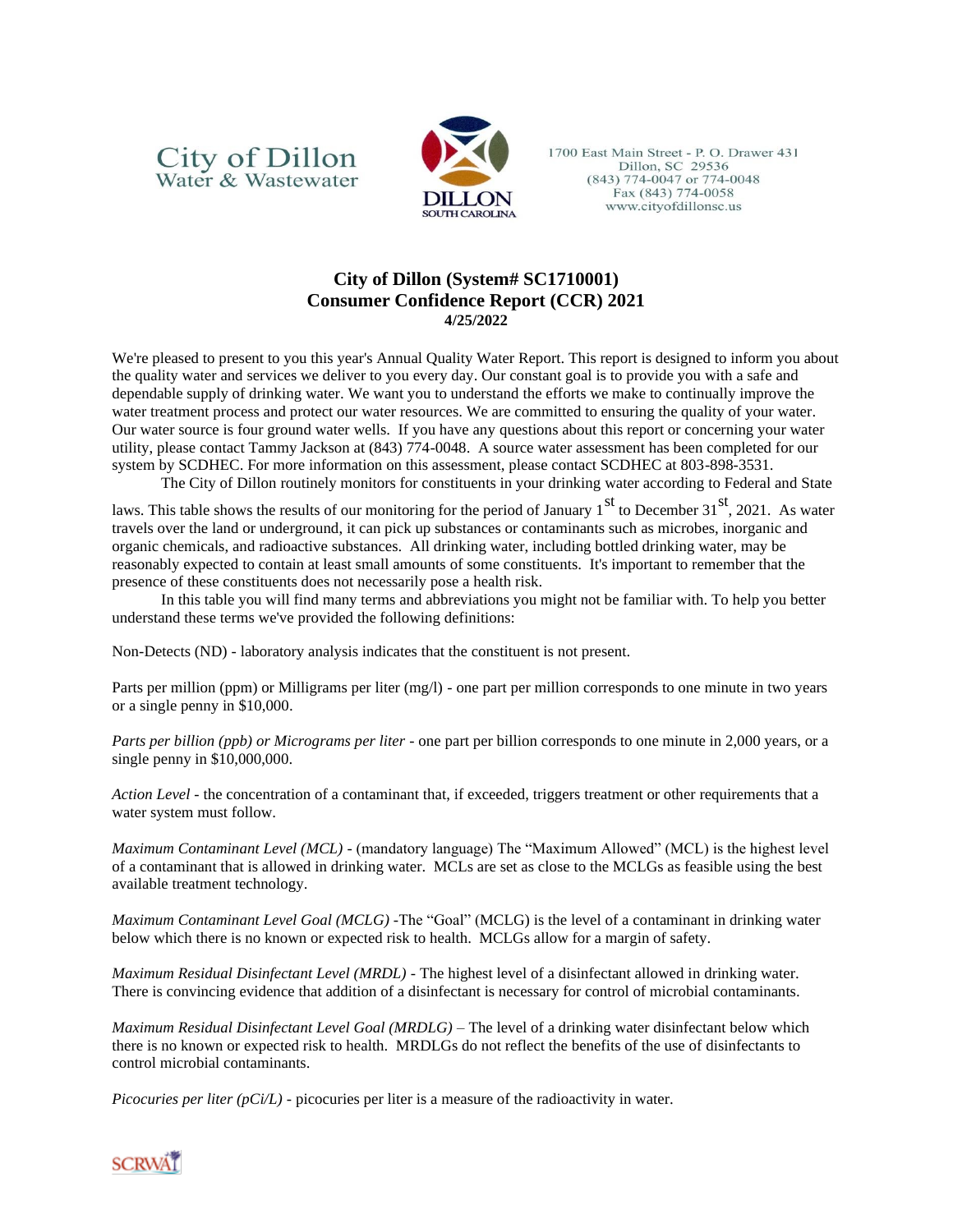City of Dillon
Water & Wastewater

DILLON
SOUTH CAROLINA

1700 East Main Street - P. O. Drawer 431
Dillon, SC 29536
(843) 774-0047 or 774-0048
Fax (843) 774-0058
www.cityofdillonsc.us

# City of Dillon (System# SC1710001)
# Consumer Confidence Report (CCR) 2021
**4/25/2022**

We're pleased to present to you this year's Annual Quality Water Report. This report is designed to inform you about the quality water and services we deliver to you every day. Our constant goal is to provide you with a safe and dependable supply of drinking water. We want you to understand the efforts we make to continually improve the water treatment process and protect our water resources. We are committed to ensuring the quality of your water. Our water source is four ground water wells. If you have any questions about this report or concerning your water utility, please contact Tammy Jackson at (843) 774-0048. A source water assessment has been completed for our system by SCDHEC. For more information on this assessment, please contact SCDHEC at 803-898-3531.

The City of Dillon routinely monitors for constituents in your drinking water according to Federal and State laws. This table shows the results of our monitoring for the period of January 1st to December 31st, 2021. As water travels over the land or underground, it can pick up substances or contaminants such as microbes, inorganic and organic chemicals, and radioactive substances. All drinking water, including bottled drinking water, may be reasonably expected to contain at least small amounts of some constituents. It's important to remember that the presence of these constituents does not necessarily pose a health risk.

In this table you will find many terms and abbreviations you might not be familiar with. To help you better understand these terms we've provided the following definitions:

Non-Detects (ND) - laboratory analysis indicates that the constituent is not present.

Parts per million (ppm) or Milligrams per liter (mg/l) - one part per million corresponds to one minute in two years or a single penny in $10,000.

*Parts per billion (ppb) or Micrograms per liter* - one part per billion corresponds to one minute in 2,000 years, or a single penny in $10,000,000.

*Action Level* - the concentration of a contaminant that, if exceeded, triggers treatment or other requirements that a water system must follow.

*Maximum Contaminant Level (MCL)* - (mandatory language) The "Maximum Allowed" (MCL) is the highest level of a contaminant that is allowed in drinking water. MCLs are set as close to the MCLGs as feasible using the best available treatment technology.

*Maximum Contaminant Level Goal (MCLG)* -The "Goal" (MCLG) is the level of a contaminant in drinking water below which there is no known or expected risk to health. MCLGs allow for a margin of safety.

*Maximum Residual Disinfectant Level (MRDL)* - The highest level of a disinfectant allowed in drinking water. There is convincing evidence that addition of a disinfectant is necessary for control of microbial contaminants.

*Maximum Residual Disinfectant Level Goal (MRDLG)* – The level of a drinking water disinfectant below which there is no known or expected risk to health. MRDLGs do not reflect the benefits of the use of disinfectants to control microbial contaminants.

*Picocuries per liter (pCi/L)* - picocuries per liter is a measure of the radioactivity in water.

SCRWA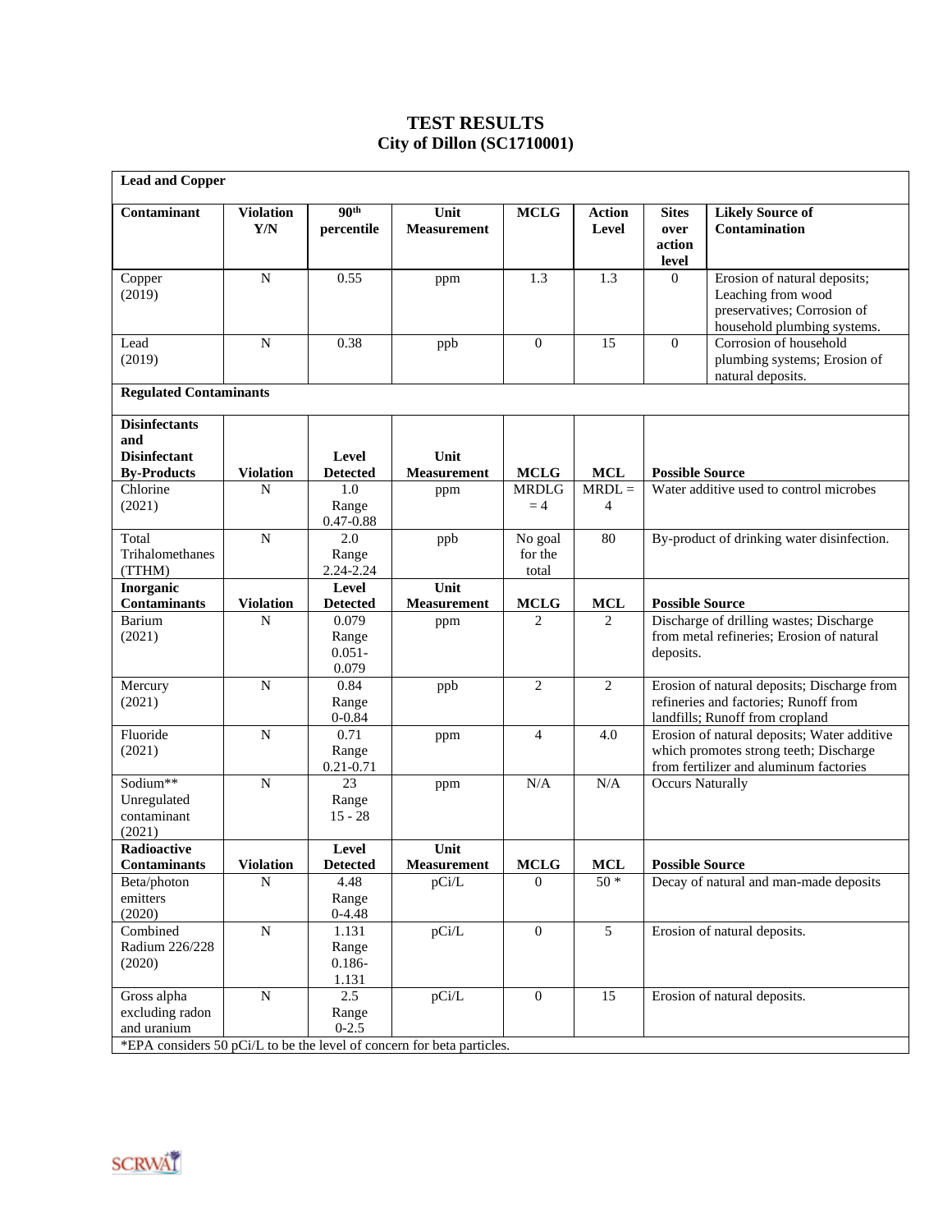# TEST RESULTS
## City of Dillon (SC1710001)

**Lead and Copper**

| Contaminant | Violation Y/N | 90th percentile | Unit Measurement | MCLG | Action Level | Sites over action level | Likely Source of Contamination |
|---|---|---|---|---|---|---|---|
| Copper (2019) | N | 0.55 | ppm | 1.3 | 1.3 | 0 | Erosion of natural deposits; Leaching from wood preservatives; Corrosion of household plumbing systems. |
| Lead (2019) | N | 0.38 | ppb | 0 | 15 | 0 | Corrosion of household plumbing systems; Erosion of natural deposits. |

**Regulated Contaminants**

| Disinfectants and Disinfectant By-Products | Violation | Level Detected | Unit Measurement | MCLG | MCL | Possible Source |
|---|---|---|---|---|---|---|
| Chlorine (2021) | N | 1.0 Range 0.47-0.88 | ppm | MRDLG = 4 | MRDL = 4 | Water additive used to control microbes |
| Total Trihalomethanes (TTHM) | N | 2.0 Range 2.24-2.24 | ppb | No goal for the total | 80 | By-product of drinking water disinfection. |
| **Inorganic Contaminants** | **Violation** | **Level Detected** | **Unit Measurement** | **MCLG** | **MCL** | **Possible Source** |
| Barium (2021) | N | 0.079 Range 0.051-0.079 | ppm | 2 | 2 | Discharge of drilling wastes; Discharge from metal refineries; Erosion of natural deposits. |
| Mercury (2021) | N | 0.84 Range 0-0.84 | ppb | 2 | 2 | Erosion of natural deposits; Discharge from refineries and factories; Runoff from landfills; Runoff from cropland |
| Fluoride (2021) | N | 0.71 Range 0.21-0.71 | ppm | 4 | 4.0 | Erosion of natural deposits; Water additive which promotes strong teeth; Discharge from fertilizer and aluminum factories |
| Sodium** Unregulated contaminant (2021) | N | 23 Range 15 - 28 | ppm | N/A | N/A | Occurs Naturally |
| **Radioactive Contaminants** | **Violation** | **Level Detected** | **Unit Measurement** | **MCLG** | **MCL** | **Possible Source** |
| Beta/photon emitters (2020) | N | 4.48 Range 0-4.48 | pCi/L | 0 | 50 * | Decay of natural and man-made deposits |
| Combined Radium 226/228 (2020) | N | 1.131 Range 0.186-1.131 | pCi/L | 0 | 5 | Erosion of natural deposits. |
| Gross alpha excluding radon and uranium | N | 2.5 Range 0-2.5 | pCi/L | 0 | 15 | Erosion of natural deposits. |

*EPA considers 50 pCi/L to be the level of concern for beta particles.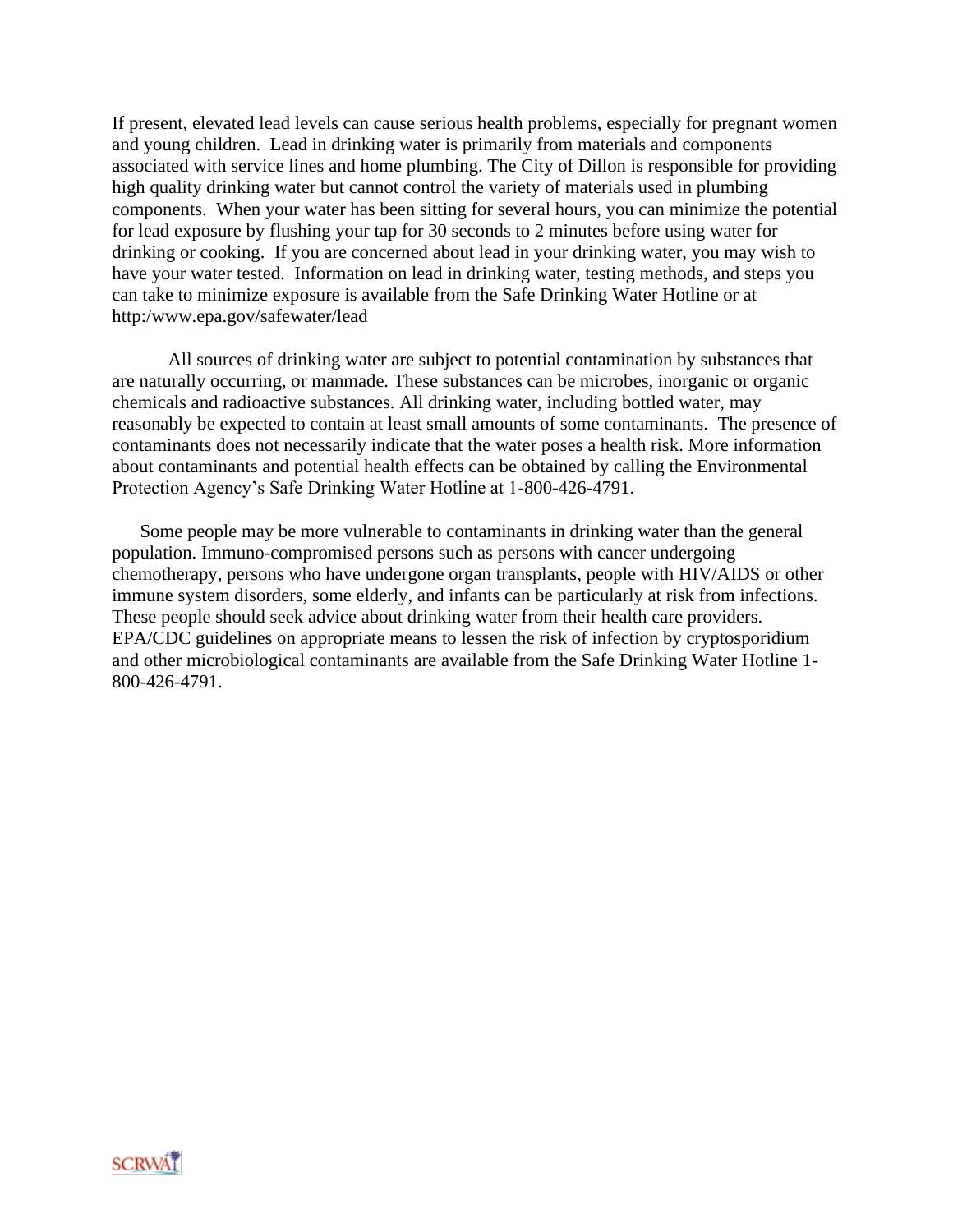If present, elevated lead levels can cause serious health problems, especially for pregnant women and young children. Lead in drinking water is primarily from materials and components associated with service lines and home plumbing. The City of Dillon is responsible for providing high quality drinking water but cannot control the variety of materials used in plumbing components. When your water has been sitting for several hours, you can minimize the potential for lead exposure by flushing your tap for 30 seconds to 2 minutes before using water for drinking or cooking. If you are concerned about lead in your drinking water, you may wish to have your water tested. Information on lead in drinking water, testing methods, and steps you can take to minimize exposure is available from the Safe Drinking Water Hotline or at http:/www.epa.gov/safewater/lead

All sources of drinking water are subject to potential contamination by substances that are naturally occurring, or manmade. These substances can be microbes, inorganic or organic chemicals and radioactive substances. All drinking water, including bottled water, may reasonably be expected to contain at least small amounts of some contaminants. The presence of contaminants does not necessarily indicate that the water poses a health risk. More information about contaminants and potential health effects can be obtained by calling the Environmental Protection Agency's Safe Drinking Water Hotline at 1-800-426-4791.

Some people may be more vulnerable to contaminants in drinking water than the general population. Immuno-compromised persons such as persons with cancer undergoing chemotherapy, persons who have undergone organ transplants, people with HIV/AIDS or other immune system disorders, some elderly, and infants can be particularly at risk from infections. These people should seek advice about drinking water from their health care providers. EPA/CDC guidelines on appropriate means to lessen the risk of infection by cryptosporidium and other microbiological contaminants are available from the Safe Drinking Water Hotline 1-800-426-4791.